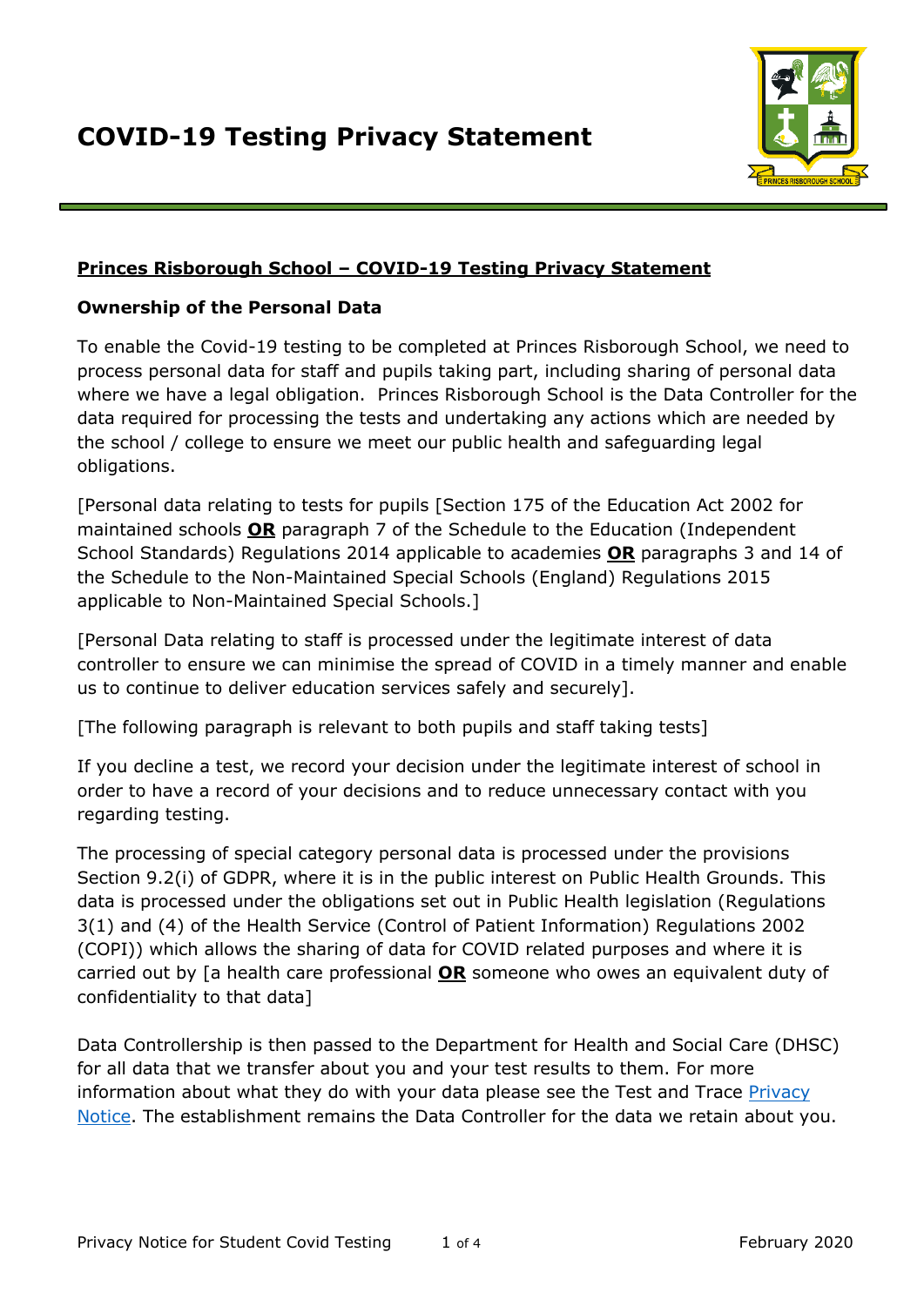# COVID-19 Testing Privacy Statement

**Princes Risborough School – COVID-19 Testing Privacy Statement**

**Ownership of the Personal Data**

To enable the Covid-19 testing to be completed at Princes Risborough School, we need to process personal data for staff and pupils taking part, including sharing of personal data where we have a legal obligation. Princes Risborough School is the Data Controller for the data required for processing the tests and undertaking any actions which are needed by the school / college to ensure we meet our public health and safeguarding legal obligations.

[Personal data relating to tests for pupils [Section 175 of the Education Act 2002 for maintained schools **OR** paragraph 7 of the Schedule to the Education (Independent School Standards) Regulations 2014 applicable to academies **OR** paragraphs 3 and 14 of the Schedule to the Non-Maintained Special Schools (England) Regulations 2015 applicable to Non-Maintained Special Schools.]

[Personal Data relating to staff is processed under the legitimate interest of data controller to ensure we can minimise the spread of COVID in a timely manner and enable us to continue to deliver education services safely and securely].

[The following paragraph is relevant to both pupils and staff taking tests]

If you decline a test, we record your decision under the legitimate interest of school in order to have a record of your decisions and to reduce unnecessary contact with you regarding testing.

The processing of special category personal data is processed under the provisions Section 9.2(i) of GDPR, where it is in the public interest on Public Health Grounds. This data is processed under the obligations set out in Public Health legislation (Regulations 3(1) and (4) of the Health Service (Control of Patient Information) Regulations 2002 (COPI)) which allows the sharing of data for COVID related purposes and where it is carried out by [a health care professional **OR** someone who owes an equivalent duty of confidentiality to that data]

Data Controllership is then passed to the Department for Health and Social Care (DHSC) for all data that we transfer about you and your test results to them. For more information about what they do with your data please see the Test and Trace Privacy Notice. The establishment remains the Data Controller for the data we retain about you.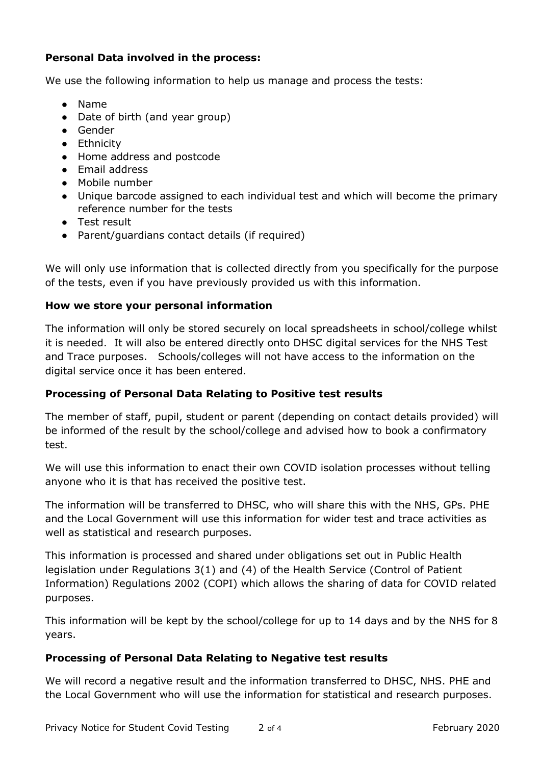**Personal Data involved in the process:**

We use the following information to help us manage and process the tests:

- Name
- Date of birth (and year group)
- Gender
- Ethnicity
- Home address and postcode
- Email address
- Mobile number
- Unique barcode assigned to each individual test and which will become the primary reference number for the tests
- Test result
- Parent/guardians contact details (if required)

We will only use information that is collected directly from you specifically for the purpose of the tests, even if you have previously provided us with this information.

**How we store your personal information**

The information will only be stored securely on local spreadsheets in school/college whilst it is needed. It will also be entered directly onto DHSC digital services for the NHS Test and Trace purposes. Schools/colleges will not have access to the information on the digital service once it has been entered.

**Processing of Personal Data Relating to Positive test results**

The member of staff, pupil, student or parent (depending on contact details provided) will be informed of the result by the school/college and advised how to book a confirmatory test.

We will use this information to enact their own COVID isolation processes without telling anyone who it is that has received the positive test.

The information will be transferred to DHSC, who will share this with the NHS, GPs. PHE and the Local Government will use this information for wider test and trace activities as well as statistical and research purposes.

This information is processed and shared under obligations set out in Public Health legislation under Regulations 3(1) and (4) of the Health Service (Control of Patient Information) Regulations 2002 (COPI) which allows the sharing of data for COVID related purposes.

This information will be kept by the school/college for up to 14 days and by the NHS for 8 years.

**Processing of Personal Data Relating to Negative test results**

We will record a negative result and the information transferred to DHSC, NHS. PHE and the Local Government who will use the information for statistical and research purposes.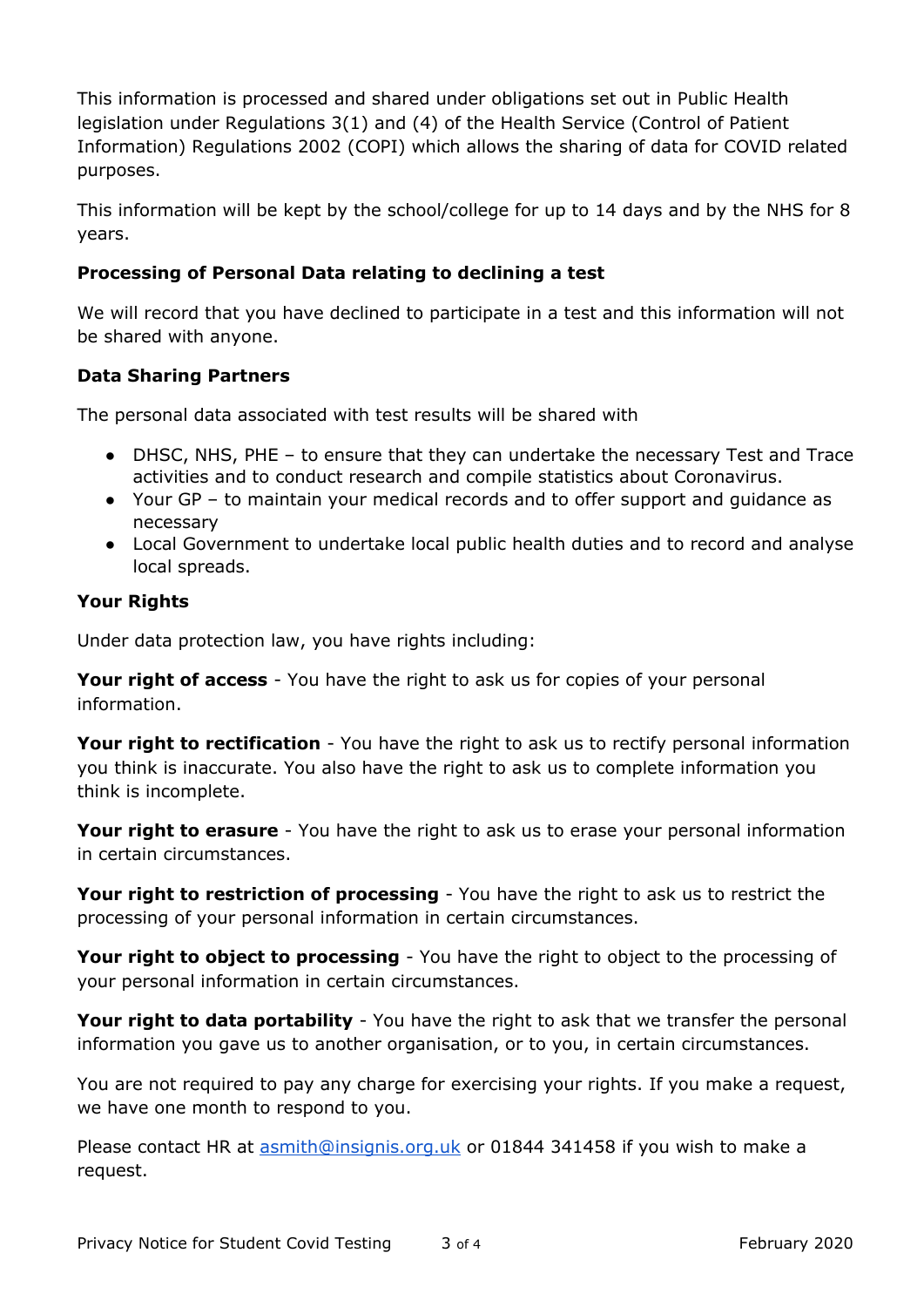This information is processed and shared under obligations set out in Public Health legislation under Regulations 3(1) and (4) of the Health Service (Control of Patient Information) Regulations 2002 (COPI) which allows the sharing of data for COVID related purposes.

This information will be kept by the school/college for up to 14 days and by the NHS for 8 years.

### Processing of Personal Data relating to declining a test

We will record that you have declined to participate in a test and this information will not be shared with anyone.

### Data Sharing Partners

The personal data associated with test results will be shared with

- DHSC, NHS, PHE – to ensure that they can undertake the necessary Test and Trace activities and to conduct research and compile statistics about Coronavirus.
- Your GP – to maintain your medical records and to offer support and guidance as necessary
- Local Government to undertake local public health duties and to record and analyse local spreads.

### Your Rights

Under data protection law, you have rights including:

**Your right of access** - You have the right to ask us for copies of your personal information.

**Your right to rectification** - You have the right to ask us to rectify personal information you think is inaccurate. You also have the right to ask us to complete information you think is incomplete.

**Your right to erasure** - You have the right to ask us to erase your personal information in certain circumstances.

**Your right to restriction of processing** - You have the right to ask us to restrict the processing of your personal information in certain circumstances.

**Your right to object to processing** - You have the the right to object to the processing of your personal information in certain circumstances.

**Your right to data portability** - You have the right to ask that we transfer the personal information you gave us to another organisation, or to you, in certain circumstances.

You are not required to pay any charge for exercising your rights. If you make a request, we have one month to respond to you.

Please contact HR at [asmith@insignis.org.uk](mailto:asmith@insignis.org.uk) or 01844 341458 if you wish to make a request.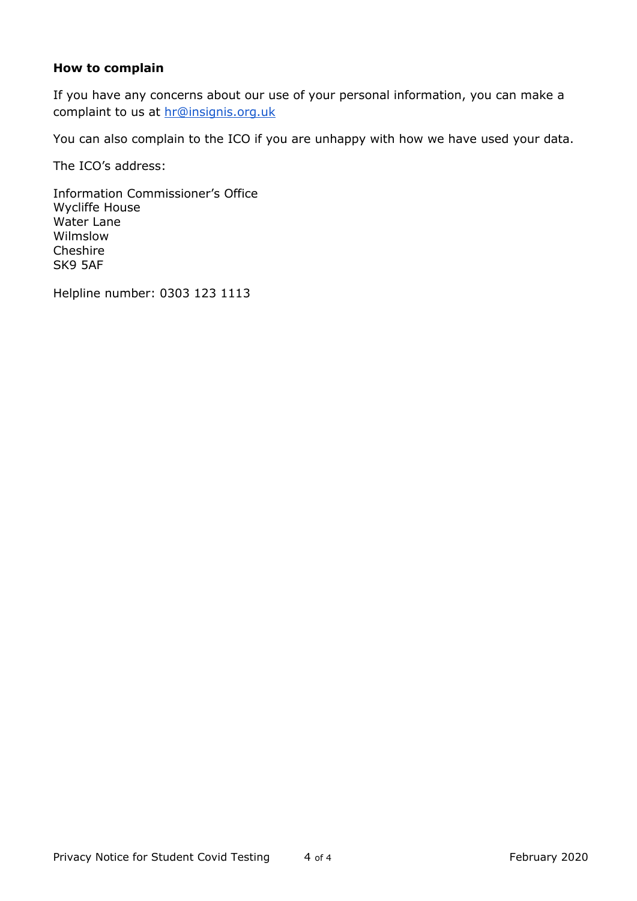**How to complain**

If you have any concerns about our use of your personal information, you can make a complaint to us at hr@insignis.org.uk

You can also complain to the ICO if you are unhappy with how we have used your data.

The ICO's address:

Information Commissioner's Office
Wycliffe House
Water Lane
Wilmslow
Cheshire
SK9 5AF

Helpline number: 0303 123 1113